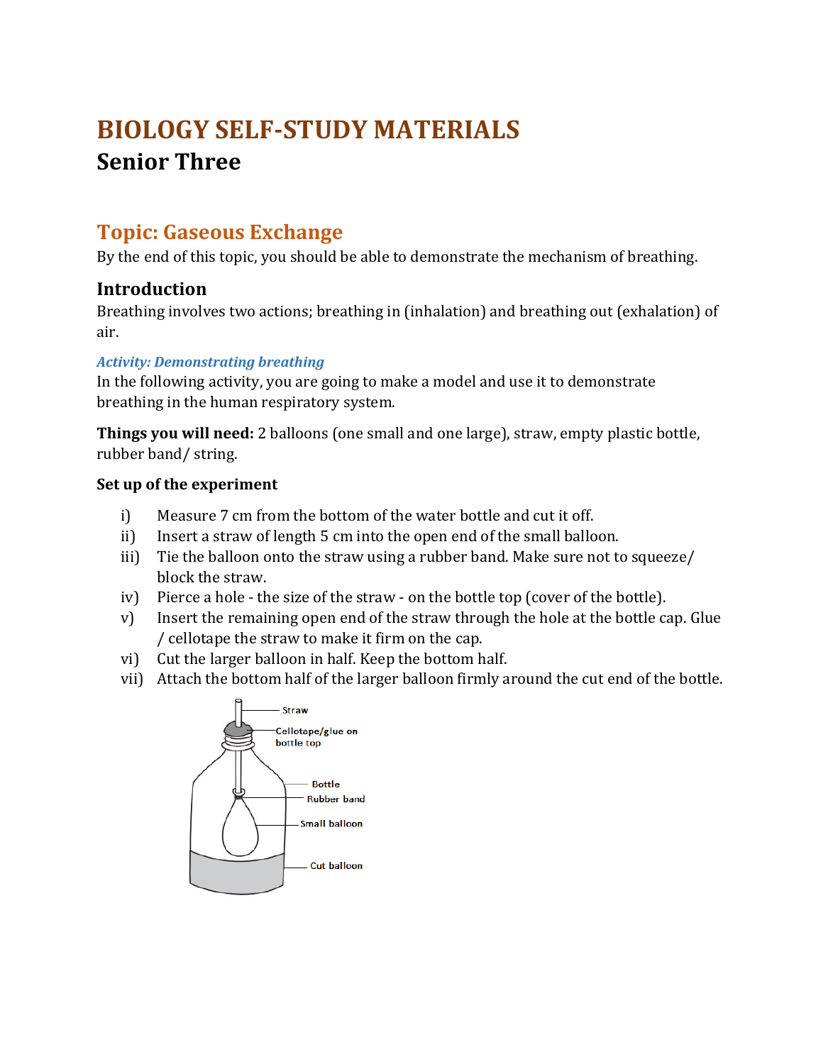# BIOLOGY SELF-STUDY MATERIALS

## Senior Three

## Topic: Gaseous Exchange

By the end of this topic, you should be able to demonstrate the mechanism of breathing.

### Introduction

Breathing involves two actions; breathing in (inhalation) and breathing out (exhalation) of air.

***Activity: Demonstrating breathing***

In the following activity, you are going to make a model and use it to demonstrate breathing in the human respiratory system.

**Things you will need:** 2 balloons (one small and one large), straw, empty plastic bottle, rubber band/ string.

**Set up of the experiment**

i) Measure 7 cm from the bottom of the water bottle and cut it off.
ii) Insert a straw of length 5 cm into the open end of the small balloon.
iii) Tie the balloon onto the straw using a rubber band. Make sure not to squeeze/ block the straw.
iv) Pierce a hole - the size of the straw - on the bottle top (cover of the bottle).
v) Insert the remaining open end of the straw through the hole at the bottle cap. Glue / cellotape the straw to make it firm on the cap.
vi) Cut the larger balloon in half. Keep the bottom half.
vii) Attach the bottom half of the larger balloon firmly around the cut end of the bottle.

Straw
Cellotape/glue on bottle top
Bottle
Rubber band
Small balloon
Cut balloon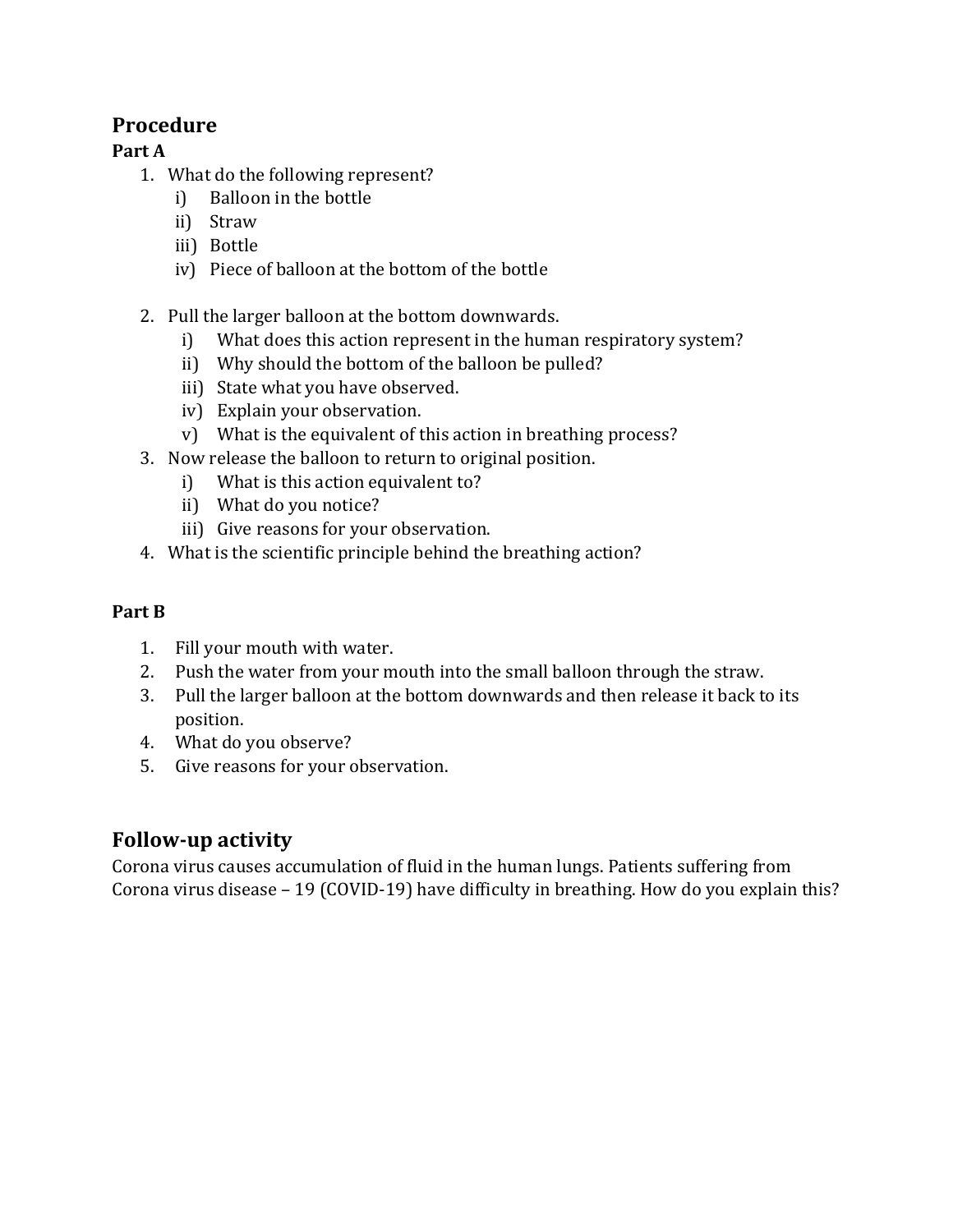## Procedure

### Part A

1. What do the following represent?
   i) Balloon in the bottle
   ii) Straw
   iii) Bottle
   iv) Piece of balloon at the bottom of the bottle

2. Pull the larger balloon at the bottom downwards.
   i) What does this action represent in the human respiratory system?
   ii) Why should the bottom of the balloon be pulled?
   iii) State what you have observed.
   iv) Explain your observation.
   v) What is the equivalent of this action in breathing process?
3. Now release the balloon to return to original position.
   i) What is this action equivalent to?
   ii) What do you notice?
   iii) Give reasons for your observation.
4. What is the scientific principle behind the breathing action?

### Part B

1. Fill your mouth with water.
2. Push the water from your mouth into the small balloon through the straw.
3. Pull the larger balloon at the bottom downwards and then release it back to its position.
4. What do you observe?
5. Give reasons for your observation.

## Follow-up activity

Corona virus causes accumulation of fluid in the human lungs. Patients suffering from Corona virus disease – 19 (COVID-19) have difficulty in breathing. How do you explain this?